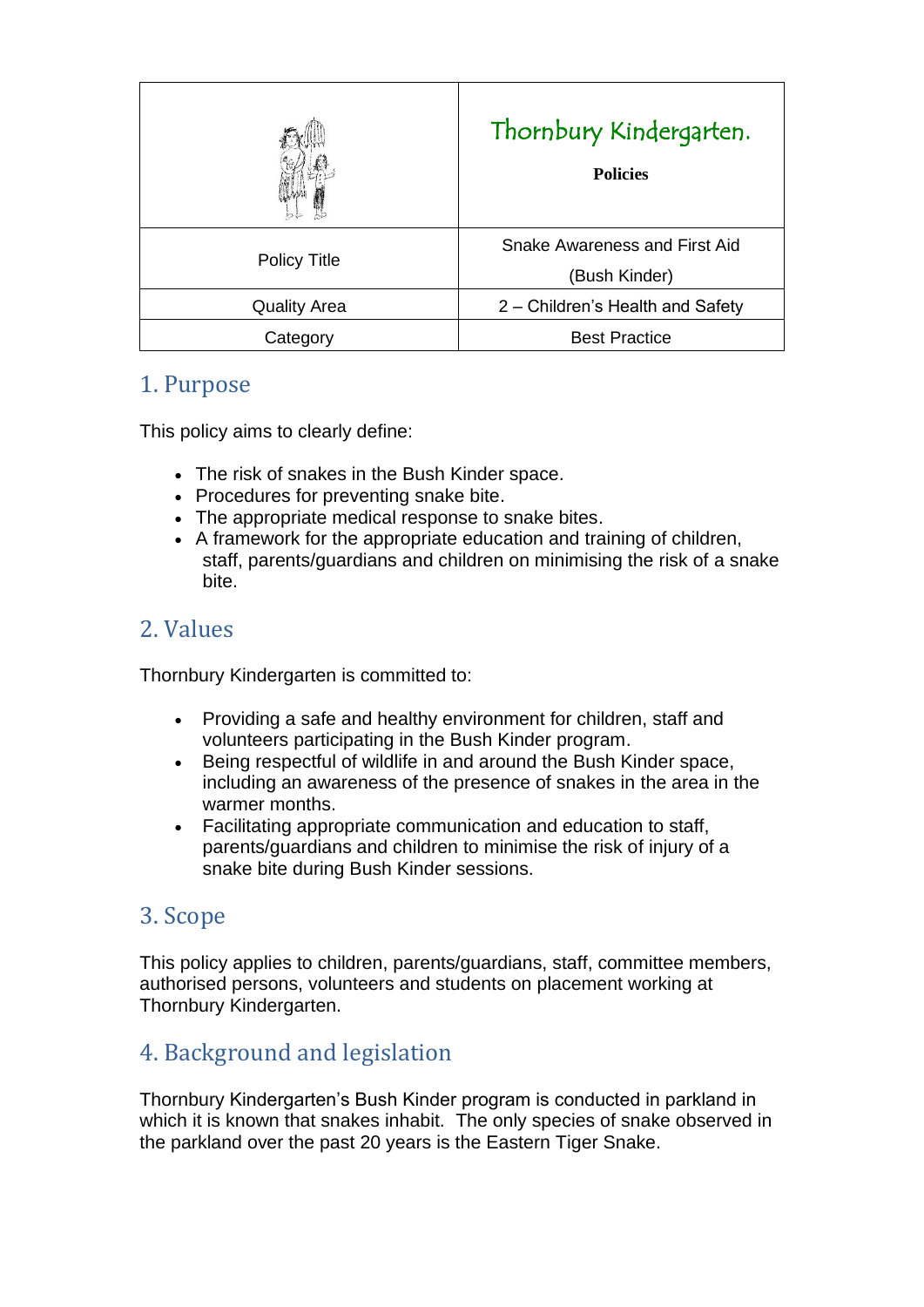| | Thornbury Kindergarten.<br><br>**Policies** |
|---|---|
| Policy Title | Snake Awareness and First Aid<br>(Bush Kinder) |
| Quality Area | 2 – Children's Health and Safety |
| Category | Best Practice |

## 1. Purpose

This policy aims to clearly define:

- The risk of snakes in the Bush Kinder space.
- Procedures for preventing snake bite.
- The appropriate medical response to snake bites.
- A framework for the appropriate education and training of children, staff, parents/guardians and children on minimising the risk of a snake bite.

## 2. Values

Thornbury Kindergarten is committed to:

- Providing a safe and healthy environment for children, staff and volunteers participating in the Bush Kinder program.
- Being respectful of wildlife in and around the Bush Kinder space, including an awareness of the presence of snakes in the area in the warmer months.
- Facilitating appropriate communication and education to staff, parents/guardians and children to minimise the risk of injury of a snake bite during Bush Kinder sessions.

## 3. Scope

This policy applies to children, parents/guardians, staff, committee members, authorised persons, volunteers and students on placement working at Thornbury Kindergarten.

## 4. Background and legislation

Thornbury Kindergarten's Bush Kinder program is conducted in parkland in which it is known that snakes inhabit. The only species of snake observed in the parkland over the past 20 years is the Eastern Tiger Snake.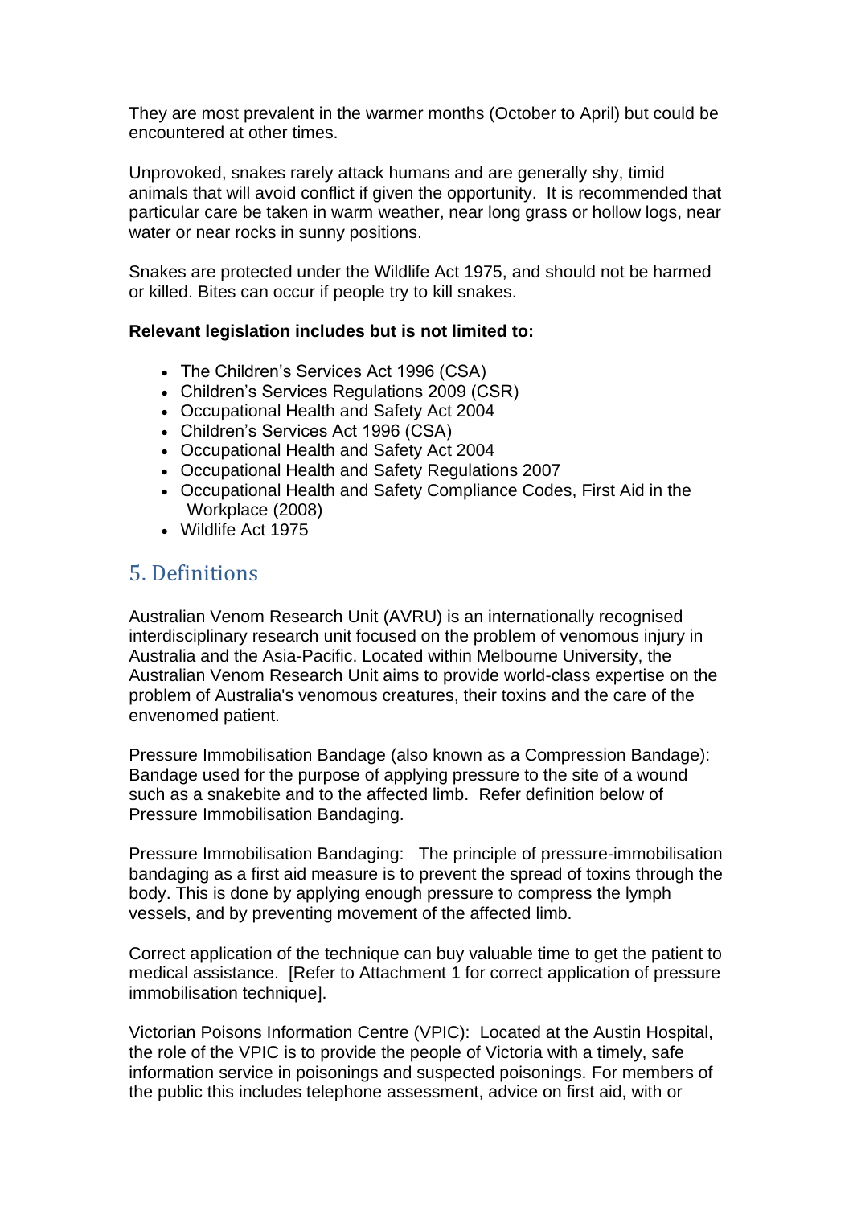They are most prevalent in the warmer months (October to April) but could be encountered at other times.

Unprovoked, snakes rarely attack humans and are generally shy, timid animals that will avoid conflict if given the opportunity. It is recommended that particular care be taken in warm weather, near long grass or hollow logs, near water or near rocks in sunny positions.

Snakes are protected under the Wildlife Act 1975, and should not be harmed or killed. Bites can occur if people try to kill snakes.

**Relevant legislation includes but is not limited to:**

- The Children's Services Act 1996 (CSA)
- Children's Services Regulations 2009 (CSR)
- Occupational Health and Safety Act 2004
- Children's Services Act 1996 (CSA)
- Occupational Health and Safety Act 2004
- Occupational Health and Safety Regulations 2007
- Occupational Health and Safety Compliance Codes, First Aid in the Workplace (2008)
- Wildlife Act 1975

## 5. Definitions

Australian Venom Research Unit (AVRU) is an internationally recognised interdisciplinary research unit focused on the problem of venomous injury in Australia and the Asia-Pacific. Located within Melbourne University, the Australian Venom Research Unit aims to provide world-class expertise on the problem of Australia's venomous creatures, their toxins and the care of the envenomed patient.

Pressure Immobilisation Bandage (also known as a Compression Bandage): Bandage used for the purpose of applying pressure to the site of a wound such as a snakebite and to the affected limb. Refer definition below of Pressure Immobilisation Bandaging.

Pressure Immobilisation Bandaging: The principle of pressure-immobilisation bandaging as a first aid measure is to prevent the spread of toxins through the body. This is done by applying enough pressure to compress the lymph vessels, and by preventing movement of the affected limb.

Correct application of the technique can buy valuable time to get the patient to medical assistance. [Refer to Attachment 1 for correct application of pressure immobilisation technique].

Victorian Poisons Information Centre (VPIC): Located at the Austin Hospital, the role of the VPIC is to provide the people of Victoria with a timely, safe information service in poisonings and suspected poisonings. For members of the public this includes telephone assessment, advice on first aid, with or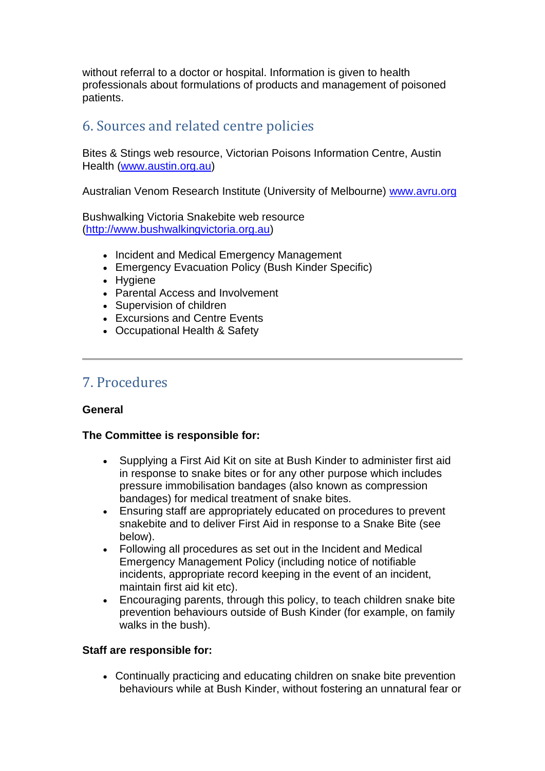without referral to a doctor or hospital. Information is given to health professionals about formulations of products and management of poisoned patients.

## 6. Sources and related centre policies

Bites & Stings web resource, Victorian Poisons Information Centre, Austin Health (www.austin.org.au)

Australian Venom Research Institute (University of Melbourne) www.avru.org

Bushwalking Victoria Snakebite web resource (http://www.bushwalkingvictoria.org.au)

- Incident and Medical Emergency Management
- Emergency Evacuation Policy (Bush Kinder Specific)
- Hygiene
- Parental Access and Involvement
- Supervision of children
- Excursions and Centre Events
- Occupational Health & Safety

---

## 7. Procedures

**General**

**The Committee is responsible for:**

- Supplying a First Aid Kit on site at Bush Kinder to administer first aid in response to snake bites or for any other purpose which includes pressure immobilisation bandages (also known as compression bandages) for medical treatment of snake bites.
- Ensuring staff are appropriately educated on procedures to prevent snakebite and to deliver First Aid in response to a Snake Bite (see below).
- Following all procedures as set out in the Incident and Medical Emergency Management Policy (including notice of notifiable incidents, appropriate record keeping in the event of an incident, maintain first aid kit etc).
- Encouraging parents, through this policy, to teach children snake bite prevention behaviours outside of Bush Kinder (for example, on family walks in the bush).

**Staff are responsible for:**

- Continually practicing and educating children on snake bite prevention behaviours while at Bush Kinder, without fostering an unnatural fear or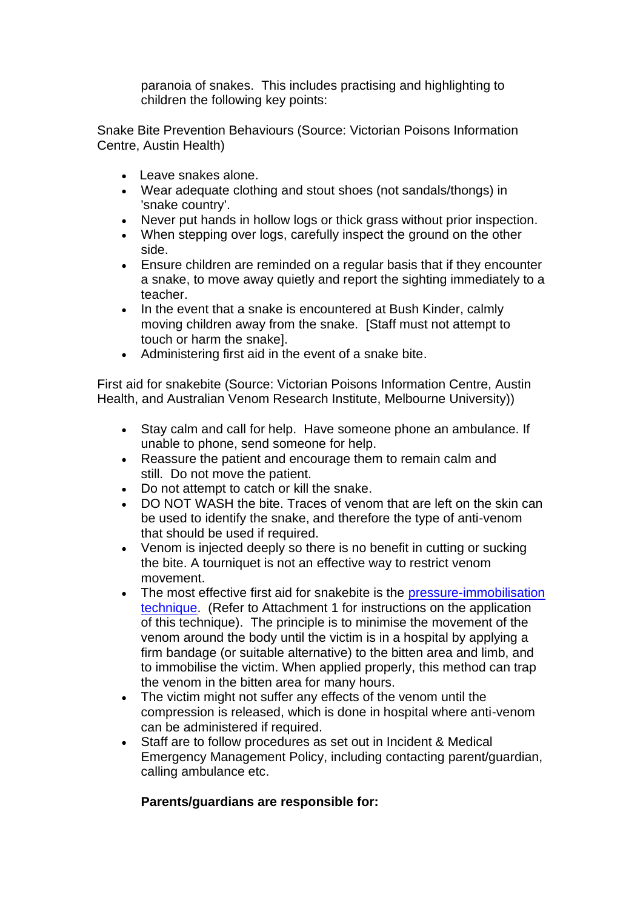paranoia of snakes. This includes practising and highlighting to children the following key points:

Snake Bite Prevention Behaviours (Source: Victorian Poisons Information Centre, Austin Health)

- Leave snakes alone.
- Wear adequate clothing and stout shoes (not sandals/thongs) in 'snake country'.
- Never put hands in hollow logs or thick grass without prior inspection.
- When stepping over logs, carefully inspect the ground on the other side.
- Ensure children are reminded on a regular basis that if they encounter a snake, to move away quietly and report the sighting immediately to a teacher.
- In the event that a snake is encountered at Bush Kinder, calmly moving children away from the snake. [Staff must not attempt to touch or harm the snake].
- Administering first aid in the event of a snake bite.

First aid for snakebite (Source: Victorian Poisons Information Centre, Austin Health, and Australian Venom Research Institute, Melbourne University))

- Stay calm and call for help. Have someone phone an ambulance. If unable to phone, send someone for help.
- Reassure the patient and encourage them to remain calm and still. Do not move the patient.
- Do not attempt to catch or kill the snake.
- DO NOT WASH the bite. Traces of venom that are left on the skin can be used to identify the snake, and therefore the type of anti-venom that should be used if required.
- Venom is injected deeply so there is no benefit in cutting or sucking the bite. A tourniquet is not an effective way to restrict venom movement.
- The most effective first aid for snakebite is the pressure-immobilisation technique. (Refer to Attachment 1 for instructions on the application of this technique). The principle is to minimise the movement of the venom around the body until the victim is in a hospital by applying a firm bandage (or suitable alternative) to the bitten area and limb, and to immobilise the victim. When applied properly, this method can trap the venom in the bitten area for many hours.
- The victim might not suffer any effects of the venom until the compression is released, which is done in hospital where anti-venom can be administered if required.
- Staff are to follow procedures as set out in Incident & Medical Emergency Management Policy, including contacting parent/guardian, calling ambulance etc.

**Parents/guardians are responsible for:**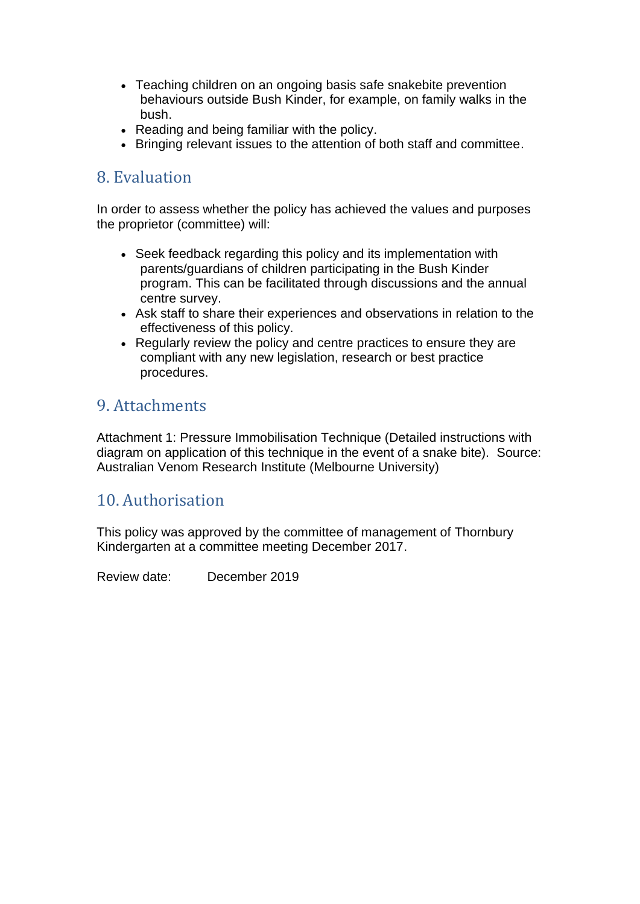- Teaching children on an ongoing basis safe snakebite prevention behaviours outside Bush Kinder, for example, on family walks in the bush.
- Reading and being familiar with the policy.
- Bringing relevant issues to the attention of both staff and committee.

## 8. Evaluation

In order to assess whether the policy has achieved the values and purposes the proprietor (committee) will:

- Seek feedback regarding this policy and its implementation with parents/guardians of children participating in the Bush Kinder program. This can be facilitated through discussions and the annual centre survey.
- Ask staff to share their experiences and observations in relation to the effectiveness of this policy.
- Regularly review the policy and centre practices to ensure they are compliant with any new legislation, research or best practice procedures.

## 9. Attachments

Attachment 1: Pressure Immobilisation Technique (Detailed instructions with diagram on application of this technique in the event of a snake bite). Source: Australian Venom Research Institute (Melbourne University)

## 10. Authorisation

This policy was approved by the committee of management of Thornbury Kindergarten at a committee meeting December 2017.

Review date: December 2019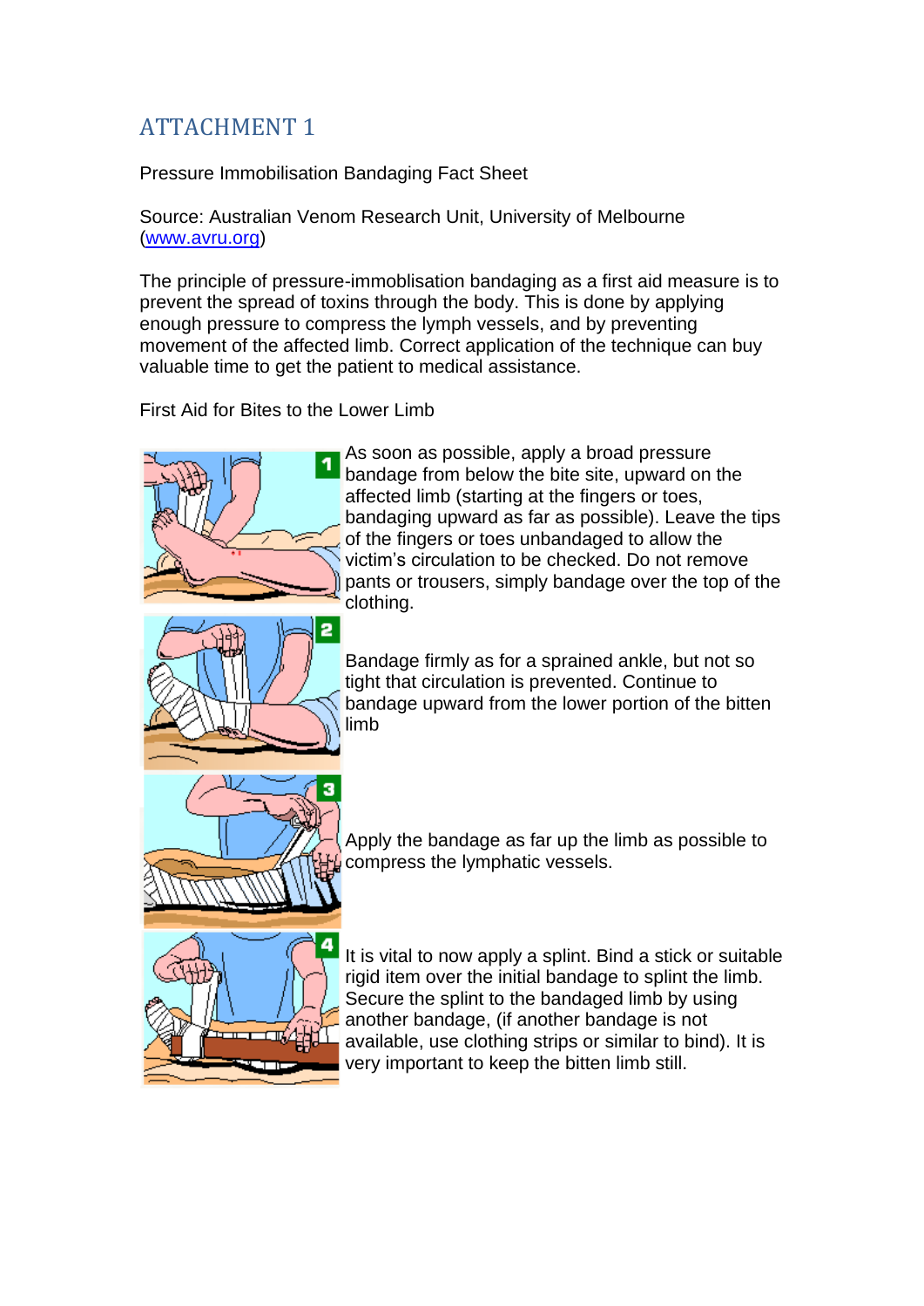# ATTACHMENT 1

Pressure Immobilisation Bandaging Fact Sheet

Source: Australian Venom Research Unit, University of Melbourne ([www.avru.org](http://www.avru.org))

The principle of pressure-immoblisation bandaging as a first aid measure is to prevent the spread of toxins through the body. This is done by applying enough pressure to compress the lymph vessels, and by preventing movement of the affected limb. Correct application of the technique can buy valuable time to get the patient to medical assistance.

First Aid for Bites to the Lower Limb

1. As soon as possible, apply a broad pressure bandage from below the bite site, upward on the affected limb (starting at the fingers or toes, bandaging upward as far as possible). Leave the tips of the fingers or toes unbandaged to allow the victim's circulation to be checked. Do not remove pants or trousers, simply bandage over the top of the clothing.

2. Bandage firmly as for a sprained ankle, but not so tight that circulation is prevented. Continue to bandage upward from the lower portion of the bitten limb

3. Apply the bandage as far up the limb as possible to compress the lymphatic vessels.

4. It is vital to now apply a splint. Bind a stick or suitable rigid item over the initial bandage to splint the limb. Secure the splint to the bandaged limb by using another bandage, (if another bandage is not available, use clothing strips or similar to bind). It is very important to keep the bitten limb still.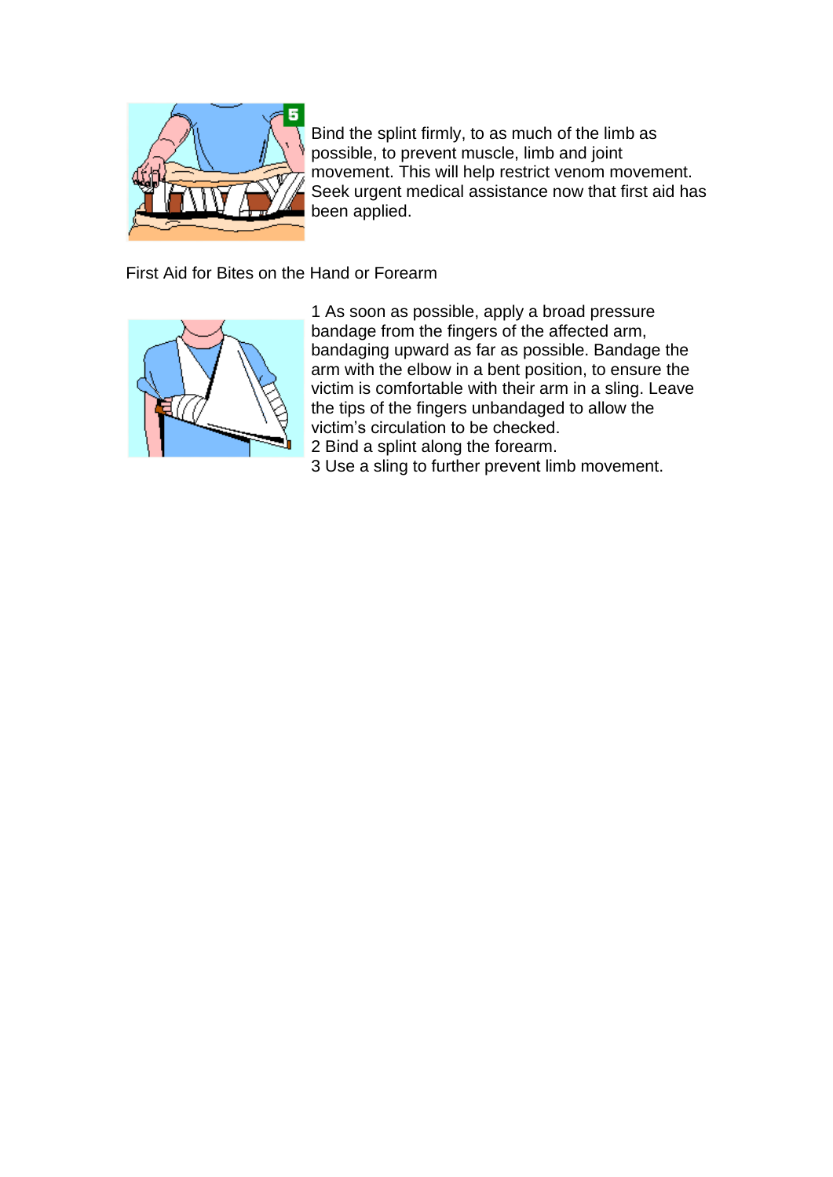Bind the splint firmly, to as much of the limb as possible, to prevent muscle, limb and joint movement. This will help restrict venom movement. Seek urgent medical assistance now that first aid has been applied.

## First Aid for Bites on the Hand or Forearm

1 As soon as possible, apply a broad pressure bandage from the fingers of the affected arm, bandaging upward as far as possible. Bandage the arm with the elbow in a bent position, to ensure the victim is comfortable with their arm in a sling. Leave the tips of the fingers unbandaged to allow the victim's circulation to be checked.
2 Bind a splint along the forearm.
3 Use a sling to further prevent limb movement.